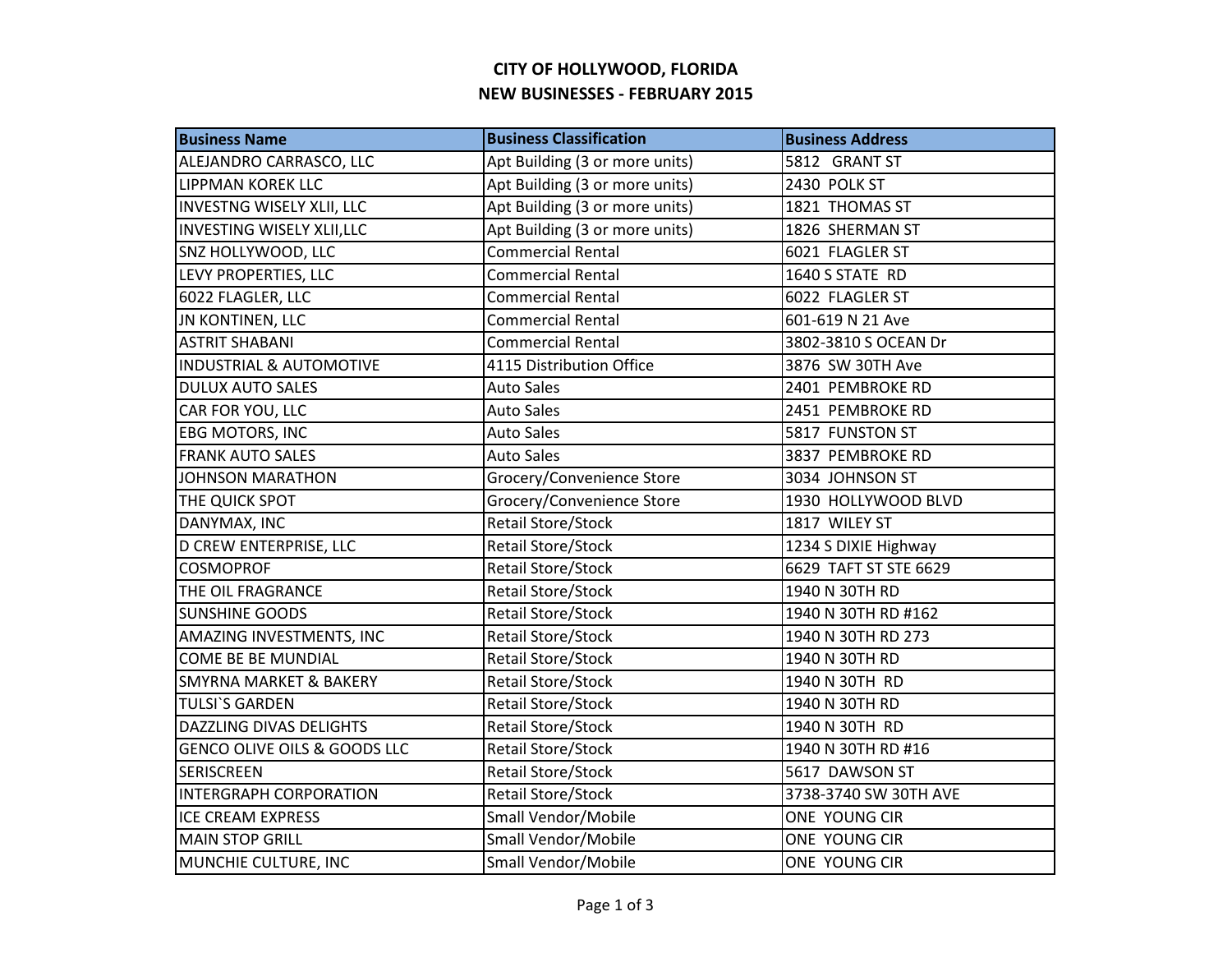# CITY OF HOLLYWOOD, FLORIDA

## NEW BUSINESSES - FEBRUARY 2015

| Business Name | Business Classification | Business Address |
|---|---|---|
| ALEJANDRO CARRASCO, LLC | Apt Building (3 or more units) | 5812 GRANT ST |
| LIPPMAN KOREK LLC | Apt Building (3 or more units) | 2430 POLK ST |
| INVESTNG WISELY XLII, LLC | Apt Building (3 or more units) | 1821 THOMAS ST |
| INVESTING WISELY XLII,LLC | Apt Building (3 or more units) | 1826 SHERMAN ST |
| SNZ HOLLYWOOD, LLC | Commercial Rental | 6021 FLAGLER ST |
| LEVY PROPERTIES, LLC | Commercial Rental | 1640 S STATE RD |
| 6022 FLAGLER, LLC | Commercial Rental | 6022 FLAGLER ST |
| JN KONTINEN, LLC | Commercial Rental | 601-619 N 21 Ave |
| ASTRIT SHABANI | Commercial Rental | 3802-3810 S OCEAN Dr |
| INDUSTRIAL & AUTOMOTIVE | 4115 Distribution Office | 3876 SW 30TH Ave |
| DULUX AUTO SALES | Auto Sales | 2401 PEMBROKE RD |
| CAR FOR YOU, LLC | Auto Sales | 2451 PEMBROKE RD |
| EBG MOTORS, INC | Auto Sales | 5817 FUNSTON ST |
| FRANK AUTO SALES | Auto Sales | 3837 PEMBROKE RD |
| JOHNSON MARATHON | Grocery/Convenience Store | 3034 JOHNSON ST |
| THE QUICK SPOT | Grocery/Convenience Store | 1930 HOLLYWOOD BLVD |
| DANYMAX, INC | Retail Store/Stock | 1817 WILEY ST |
| D CREW ENTERPRISE, LLC | Retail Store/Stock | 1234 S DIXIE Highway |
| COSMOPROF | Retail Store/Stock | 6629 TAFT ST STE 6629 |
| THE OIL FRAGRANCE | Retail Store/Stock | 1940 N 30TH RD |
| SUNSHINE GOODS | Retail Store/Stock | 1940 N 30TH RD #162 |
| AMAZING INVESTMENTS, INC | Retail Store/Stock | 1940 N 30TH RD 273 |
| COME BE BE MUNDIAL | Retail Store/Stock | 1940 N 30TH RD |
| SMYRNA MARKET & BAKERY | Retail Store/Stock | 1940 N 30TH RD |
| TULSI`S GARDEN | Retail Store/Stock | 1940 N 30TH RD |
| DAZZLING DIVAS DELIGHTS | Retail Store/Stock | 1940 N 30TH RD |
| GENCO OLIVE OILS & GOODS LLC | Retail Store/Stock | 1940 N 30TH RD #16 |
| SERISCREEN | Retail Store/Stock | 5617 DAWSON ST |
| INTERGRAPH CORPORATION | Retail Store/Stock | 3738-3740 SW 30TH AVE |
| ICE CREAM EXPRESS | Small Vendor/Mobile | ONE YOUNG CIR |
| MAIN STOP GRILL | Small Vendor/Mobile | ONE YOUNG CIR |
| MUNCHIE CULTURE, INC | Small Vendor/Mobile | ONE YOUNG CIR |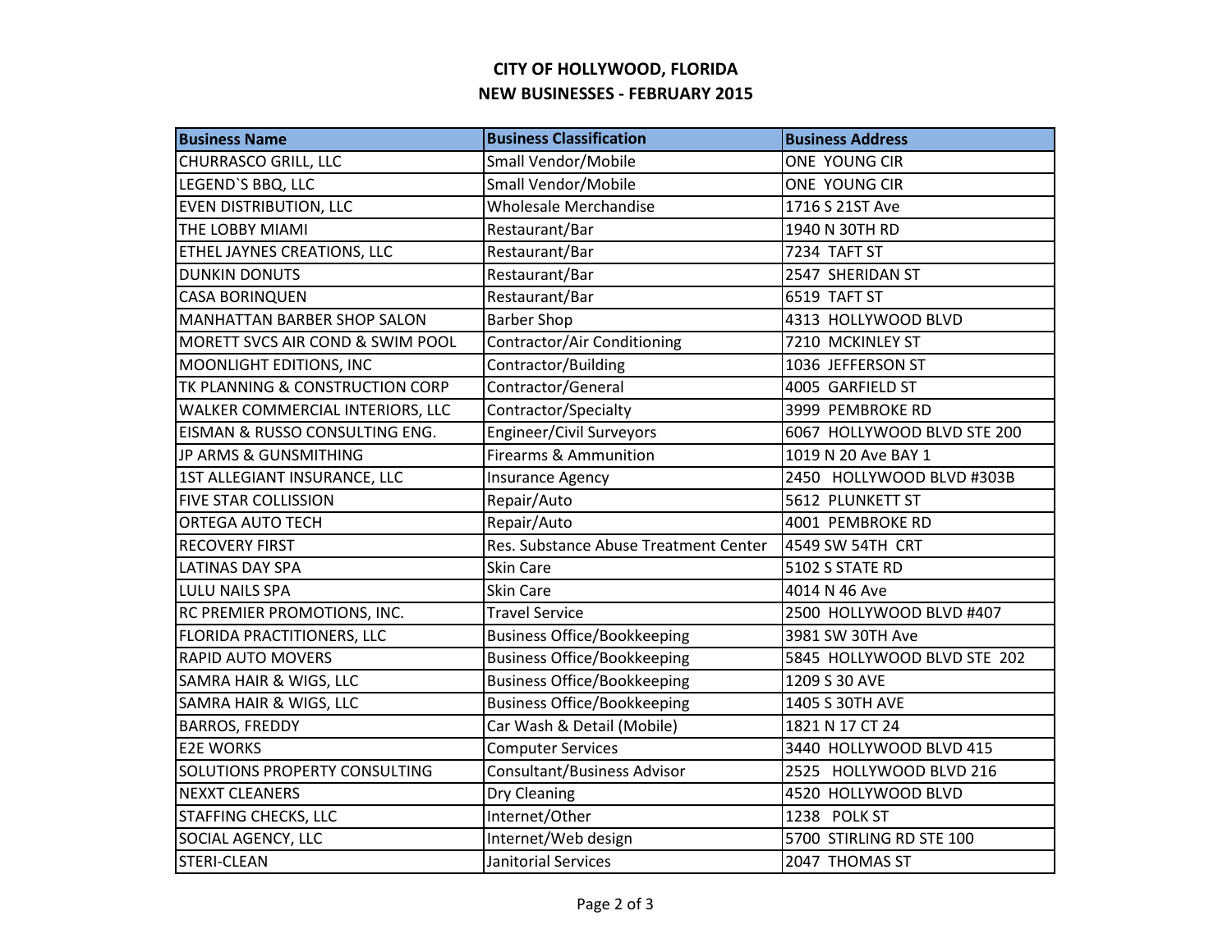# CITY OF HOLLYWOOD, FLORIDA
## NEW BUSINESSES - FEBRUARY 2015

| Business Name | Business Classification | Business Address |
|---|---|---|
| CHURRASCO GRILL, LLC | Small Vendor/Mobile | ONE YOUNG CIR |
| LEGEND`S BBQ, LLC | Small Vendor/Mobile | ONE YOUNG CIR |
| EVEN DISTRIBUTION, LLC | Wholesale Merchandise | 1716 S 21ST Ave |
| THE LOBBY MIAMI | Restaurant/Bar | 1940 N 30TH RD |
| ETHEL JAYNES CREATIONS, LLC | Restaurant/Bar | 7234 TAFT ST |
| DUNKIN DONUTS | Restaurant/Bar | 2547 SHERIDAN ST |
| CASA BORINQUEN | Restaurant/Bar | 6519 TAFT ST |
| MANHATTAN BARBER SHOP SALON | Barber Shop | 4313 HOLLYWOOD BLVD |
| MORETT SVCS AIR COND & SWIM POOL | Contractor/Air Conditioning | 7210 MCKINLEY ST |
| MOONLIGHT EDITIONS, INC | Contractor/Building | 1036 JEFFERSON ST |
| TK PLANNING & CONSTRUCTION CORP | Contractor/General | 4005 GARFIELD ST |
| WALKER COMMERCIAL INTERIORS, LLC | Contractor/Specialty | 3999 PEMBROKE RD |
| EISMAN & RUSSO CONSULTING ENG. | Engineer/Civil Surveyors | 6067 HOLLYWOOD BLVD STE 200 |
| JP ARMS & GUNSMITHING | Firearms & Ammunition | 1019 N 20 Ave BAY 1 |
| 1ST ALLEGIANT INSURANCE, LLC | Insurance Agency | 2450 HOLLYWOOD BLVD #303B |
| FIVE STAR COLLISSION | Repair/Auto | 5612 PLUNKETT ST |
| ORTEGA AUTO TECH | Repair/Auto | 4001 PEMBROKE RD |
| RECOVERY FIRST | Res. Substance Abuse Treatment Center | 4549 SW 54TH CRT |
| LATINAS DAY SPA | Skin Care | 5102 S STATE RD |
| LULU NAILS SPA | Skin Care | 4014 N 46 Ave |
| RC PREMIER PROMOTIONS, INC. | Travel Service | 2500 HOLLYWOOD BLVD #407 |
| FLORIDA PRACTITIONERS, LLC | Business Office/Bookkeeping | 3981 SW 30TH Ave |
| RAPID AUTO MOVERS | Business Office/Bookkeeping | 5845 HOLLYWOOD BLVD STE 202 |
| SAMRA HAIR & WIGS, LLC | Business Office/Bookkeeping | 1209 S 30 AVE |
| SAMRA HAIR & WIGS, LLC | Business Office/Bookkeeping | 1405 S 30TH AVE |
| BARROS, FREDDY | Car Wash & Detail (Mobile) | 1821 N 17 CT 24 |
| E2E WORKS | Computer Services | 3440 HOLLYWOOD BLVD 415 |
| SOLUTIONS PROPERTY CONSULTING | Consultant/Business Advisor | 2525 HOLLYWOOD BLVD 216 |
| NEXXT CLEANERS | Dry Cleaning | 4520 HOLLYWOOD BLVD |
| STAFFING CHECKS, LLC | Internet/Other | 1238 POLK ST |
| SOCIAL AGENCY, LLC | Internet/Web design | 5700 STIRLING RD STE 100 |
| STERI-CLEAN | Janitorial Services | 2047 THOMAS ST |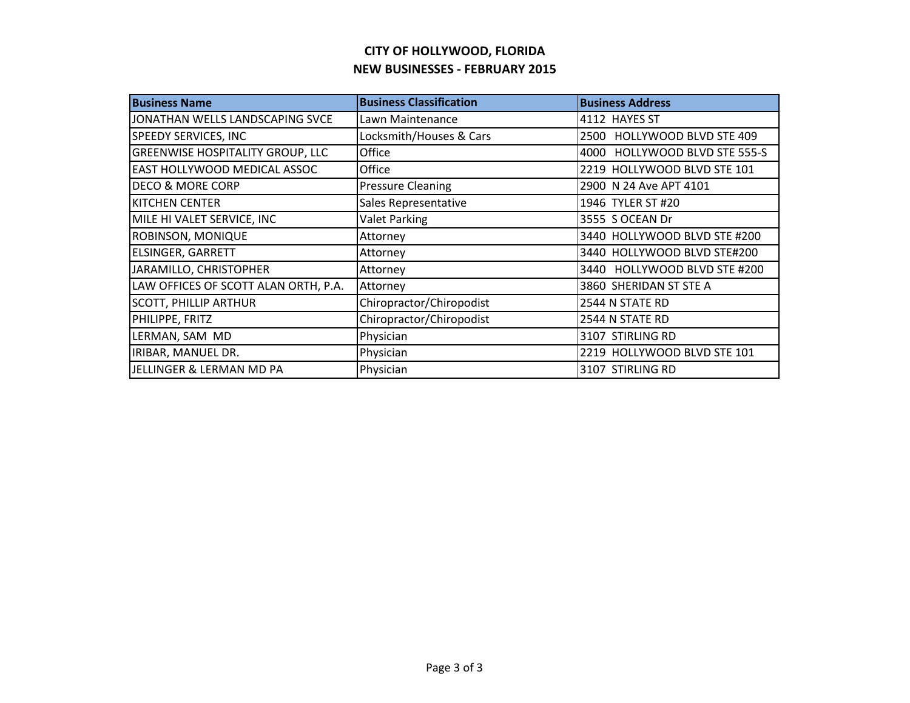# CITY OF HOLLYWOOD, FLORIDA
## NEW BUSINESSES - FEBRUARY 2015

| Business Name | Business Classification | Business Address |
|---|---|---|
| JONATHAN WELLS LANDSCAPING SVCE | Lawn Maintenance | 4112 HAYES ST |
| SPEEDY SERVICES, INC | Locksmith/Houses & Cars | 2500 HOLLYWOOD BLVD STE 409 |
| GREENWISE HOSPITALITY GROUP, LLC | Office | 4000 HOLLYWOOD BLVD STE 555-S |
| EAST HOLLYWOOD MEDICAL ASSOC | Office | 2219 HOLLYWOOD BLVD STE 101 |
| DECO & MORE CORP | Pressure Cleaning | 2900 N 24 Ave APT 4101 |
| KITCHEN CENTER | Sales Representative | 1946 TYLER ST #20 |
| MILE HI VALET SERVICE, INC | Valet Parking | 3555 S OCEAN Dr |
| ROBINSON, MONIQUE | Attorney | 3440 HOLLYWOOD BLVD STE #200 |
| ELSINGER, GARRETT | Attorney | 3440 HOLLYWOOD BLVD STE#200 |
| JARAMILLO, CHRISTOPHER | Attorney | 3440 HOLLYWOOD BLVD STE #200 |
| LAW OFFICES OF SCOTT ALAN ORTH, P.A. | Attorney | 3860 SHERIDAN ST STE A |
| SCOTT, PHILLIP ARTHUR | Chiropractor/Chiropodist | 2544 N STATE RD |
| PHILIPPE, FRITZ | Chiropractor/Chiropodist | 2544 N STATE RD |
| LERMAN, SAM MD | Physician | 3107 STIRLING RD |
| IRIBAR, MANUEL DR. | Physician | 2219 HOLLYWOOD BLVD STE 101 |
| JELLINGER & LERMAN MD PA | Physician | 3107 STIRLING RD |